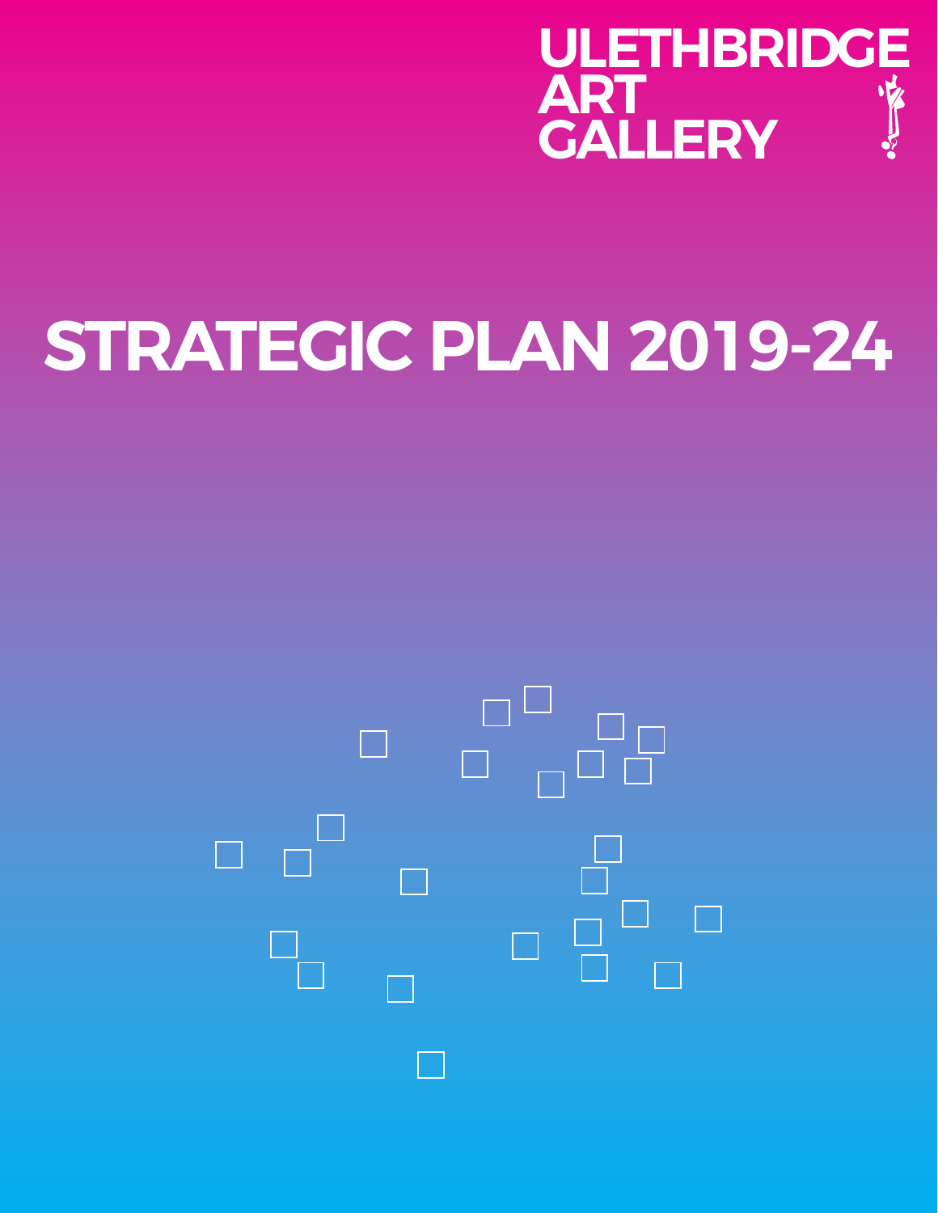ULETHBRIDGE
ART
GALLERY

# STRATEGIC PLAN 2019-24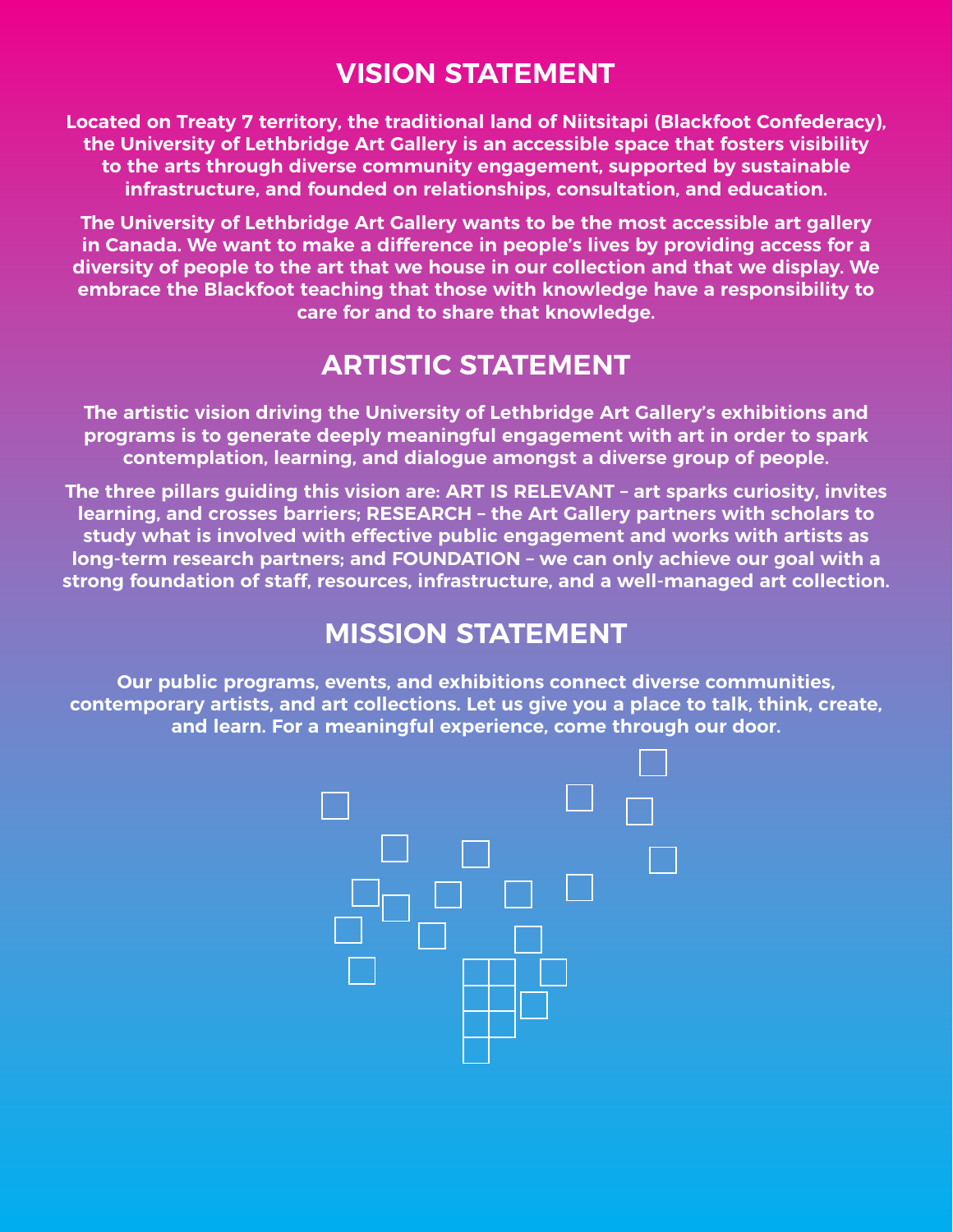## VISION STATEMENT

**Located on Treaty 7 territory, the traditional land of Niitsitapi (Blackfoot Confederacy), the University of Lethbridge Art Gallery is an accessible space that fosters visibility to the arts through diverse community engagement, supported by sustainable infrastructure, and founded on relationships, consultation, and education.**

**The University of Lethbridge Art Gallery wants to be the most accessible art gallery in Canada. We want to make a difference in people's lives by providing access for a diversity of people to the art that we house in our collection and that we display. We embrace the Blackfoot teaching that those with knowledge have a responsibility to care for and to share that knowledge.**

## ARTISTIC STATEMENT

**The artistic vision driving the University of Lethbridge Art Gallery's exhibitions and programs is to generate deeply meaningful engagement with art in order to spark contemplation, learning, and dialogue amongst a diverse group of people.**

**The three pillars guiding this vision are: ART IS RELEVANT – art sparks curiosity, invites learning, and crosses barriers; RESEARCH – the Art Gallery partners with scholars to study what is involved with effective public engagement and works with artists as long-term research partners; and FOUNDATION – we can only achieve our goal with a strong foundation of staff, resources, infrastructure, and a well-managed art collection.**

## MISSION STATEMENT

**Our public programs, events, and exhibitions connect diverse communities, contemporary artists, and art collections. Let us give you a place to talk, think, create, and learn. For a meaningful experience, come through our door.**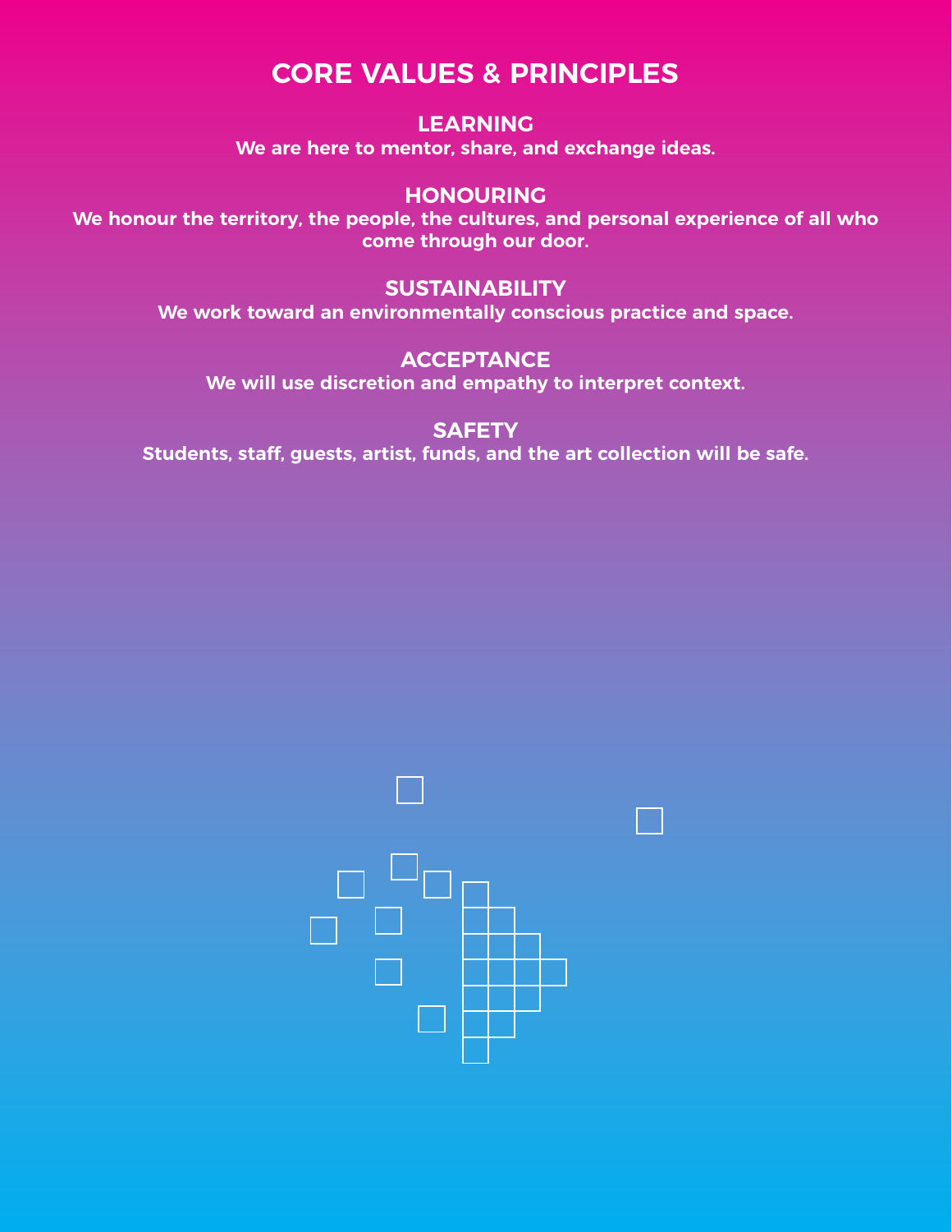# CORE VALUES & PRINCIPLES

## LEARNING

We are here to mentor, share, and exchange ideas.

## HONOURING

We honour the territory, the people, the cultures, and personal experience of all who come through our door.

## SUSTAINABILITY

We work toward an environmentally conscious practice and space.

## ACCEPTANCE

We will use discretion and empathy to interpret context.

## SAFETY

Students, staff, guests, artist, funds, and the art collection will be safe.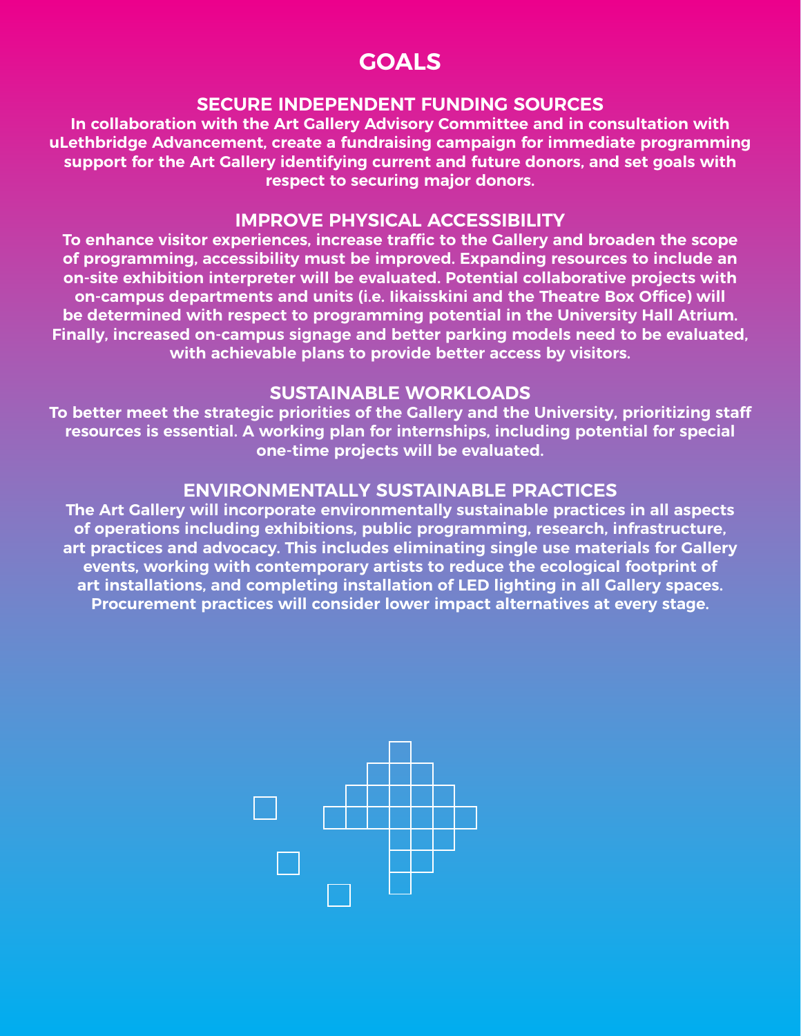# GOALS

## SECURE INDEPENDENT FUNDING SOURCES

**In collaboration with the Art Gallery Advisory Committee and in consultation with uLethbridge Advancement, create a fundraising campaign for immediate programming support for the Art Gallery identifying current and future donors, and set goals with respect to securing major donors.**

## IMPROVE PHYSICAL ACCESSIBILITY

**To enhance visitor experiences, increase traffic to the Gallery and broaden the scope of programming, accessibility must be improved. Expanding resources to include an on-site exhibition interpreter will be evaluated. Potential collaborative projects with on-campus departments and units (i.e. Iikaisskini and the Theatre Box Office) will be determined with respect to programming potential in the University Hall Atrium. Finally, increased on-campus signage and better parking models need to be evaluated, with achievable plans to provide better access by visitors.**

## SUSTAINABLE WORKLOADS

**To better meet the strategic priorities of the Gallery and the University, prioritizing staff resources is essential. A working plan for internships, including potential for special one-time projects will be evaluated.**

## ENVIRONMENTALLY SUSTAINABLE PRACTICES

**The Art Gallery will incorporate environmentally sustainable practices in all aspects of operations including exhibitions, public programming, research, infrastructure, art practices and advocacy. This includes eliminating single use materials for Gallery events, working with contemporary artists to reduce the ecological footprint of art installations, and completing installation of LED lighting in all Gallery spaces. Procurement practices will consider lower impact alternatives at every stage.**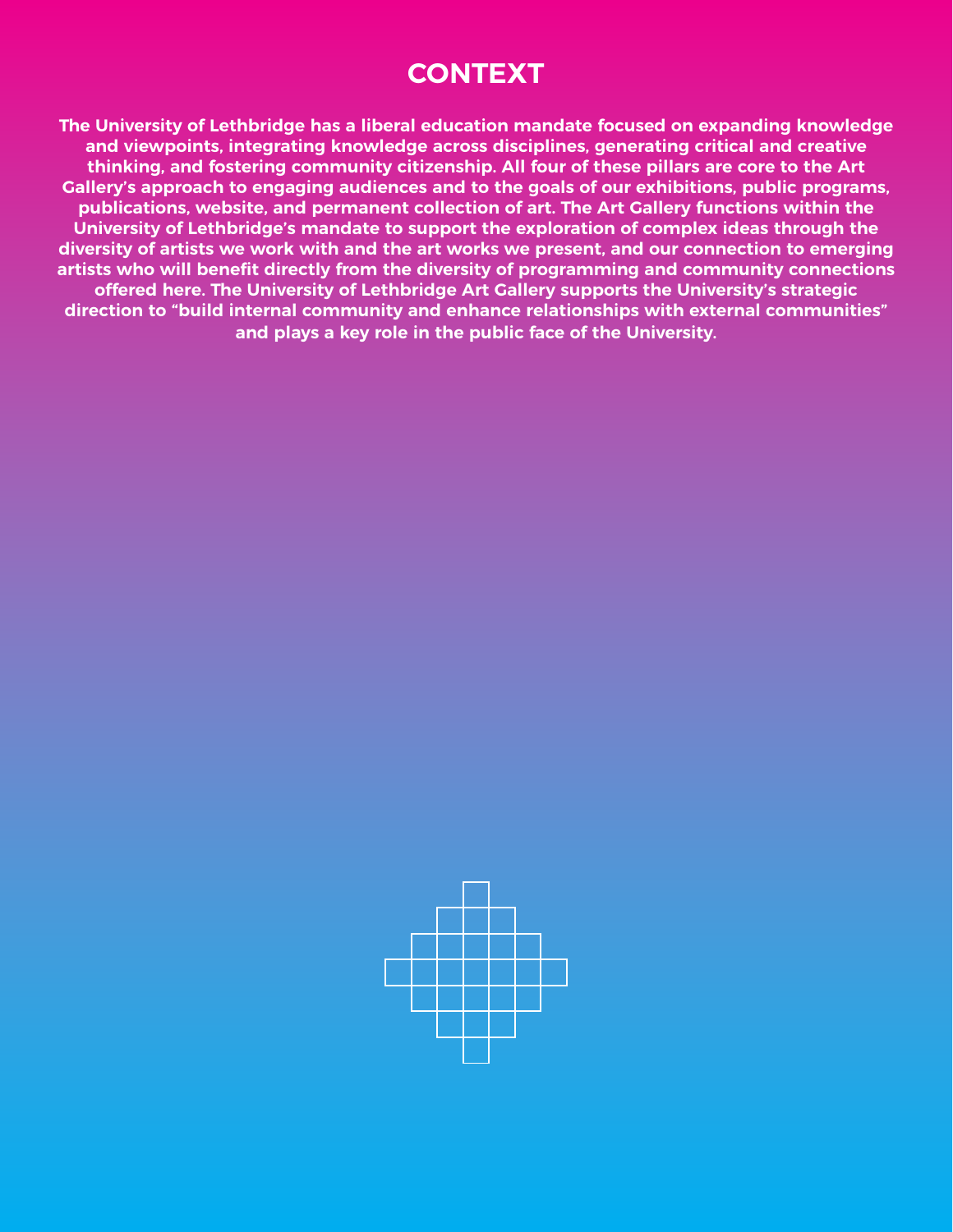# CONTEXT

**The University of Lethbridge has a liberal education mandate focused on expanding knowledge and viewpoints, integrating knowledge across disciplines, generating critical and creative thinking, and fostering community citizenship. All four of these pillars are core to the Art Gallery's approach to engaging audiences and to the goals of our exhibitions, public programs, publications, website, and permanent collection of art. The Art Gallery functions within the University of Lethbridge's mandate to support the exploration of complex ideas through the diversity of artists we work with and the art works we present, and our connection to emerging artists who will benefit directly from the diversity of programming and community connections offered here. The University of Lethbridge Art Gallery supports the University's strategic direction to "build internal community and enhance relationships with external communities" and plays a key role in the public face of the University.**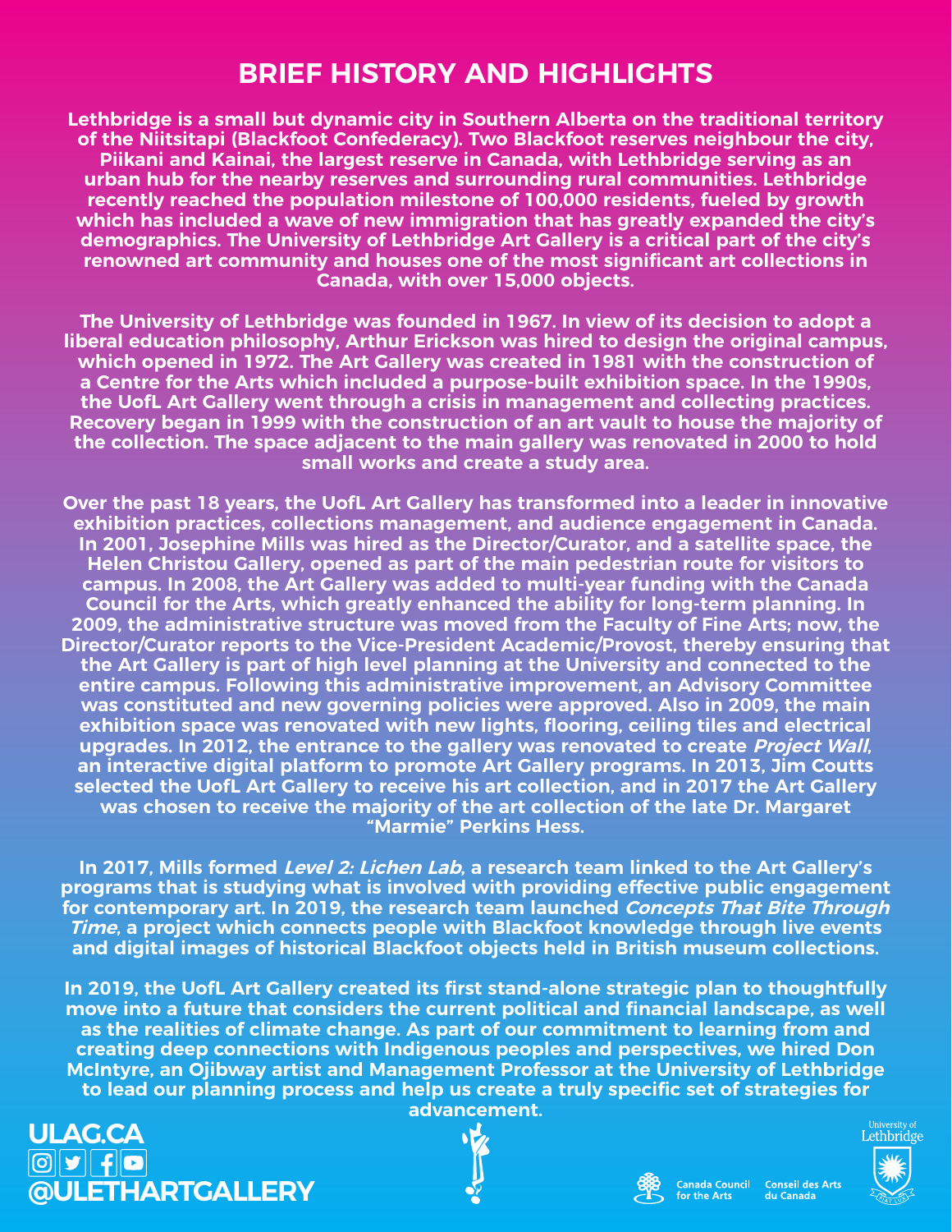# BRIEF HISTORY AND HIGHLIGHTS

**Lethbridge is a small but dynamic city in Southern Alberta on the traditional territory of the Niitsitapi (Blackfoot Confederacy). Two Blackfoot reserves neighbour the city, Piikani and Kainai, the largest reserve in Canada, with Lethbridge serving as an urban hub for the nearby reserves and surrounding rural communities. Lethbridge recently reached the population milestone of 100,000 residents, fueled by growth which has included a wave of new immigration that has greatly expanded the city's demographics. The University of Lethbridge Art Gallery is a critical part of the city's renowned art community and houses one of the most significant art collections in Canada, with over 15,000 objects.**

**The University of Lethbridge was founded in 1967. In view of its decision to adopt a liberal education philosophy, Arthur Erickson was hired to design the original campus, which opened in 1972. The Art Gallery was created in 1981 with the construction of a Centre for the Arts which included a purpose-built exhibition space. In the 1990s, the UofL Art Gallery went through a crisis in management and collecting practices. Recovery began in 1999 with the construction of an art vault to house the majority of the collection. The space adjacent to the main gallery was renovated in 2000 to hold small works and create a study area.**

**Over the past 18 years, the UofL Art Gallery has transformed into a leader in innovative exhibition practices, collections management, and audience engagement in Canada. In 2001, Josephine Mills was hired as the Director/Curator, and a satellite space, the Helen Christou Gallery, opened as part of the main pedestrian route for visitors to campus. In 2008, the Art Gallery was added to multi-year funding with the Canada Council for the Arts, which greatly enhanced the ability for long-term planning. In 2009, the administrative structure was moved from the Faculty of Fine Arts; now, the Director/Curator reports to the Vice-President Academic/Provost, thereby ensuring that the Art Gallery is part of high level planning at the University and connected to the entire campus. Following this administrative improvement, an Advisory Committee was constituted and new governing policies were approved. Also in 2009, the main exhibition space was renovated with new lights, flooring, ceiling tiles and electrical upgrades. In 2012, the entrance to the gallery was renovated to create *Project Wall*, an interactive digital platform to promote Art Gallery programs. In 2013, Jim Coutts selected the UofL Art Gallery to receive his art collection, and in 2017 the Art Gallery was chosen to receive the majority of the art collection of the late Dr. Margaret "Marmie" Perkins Hess.**

**In 2017, Mills formed *Level 2: Lichen Lab*, a research team linked to the Art Gallery's programs that is studying what is involved with providing effective public engagement for contemporary art. In 2019, the research team launched *Concepts That Bite Through Time*, a project which connects people with Blackfoot knowledge through live events and digital images of historical Blackfoot objects held in British museum collections.**

**In 2019, the UofL Art Gallery created its first stand-alone strategic plan to thoughtfully move into a future that considers the current political and financial landscape, as well as the realities of climate change. As part of our commitment to learning from and creating deep connections with Indigenous peoples and perspectives, we hired Don McIntyre, an Ojibway artist and Management Professor at the University of Lethbridge to lead our planning process and help us create a truly specific set of strategies for advancement.**

**ULAG.CA**

**@ULETHARTGALLERY**

Canada Council for the Arts | Conseil des Arts du Canada

University of Lethbridge